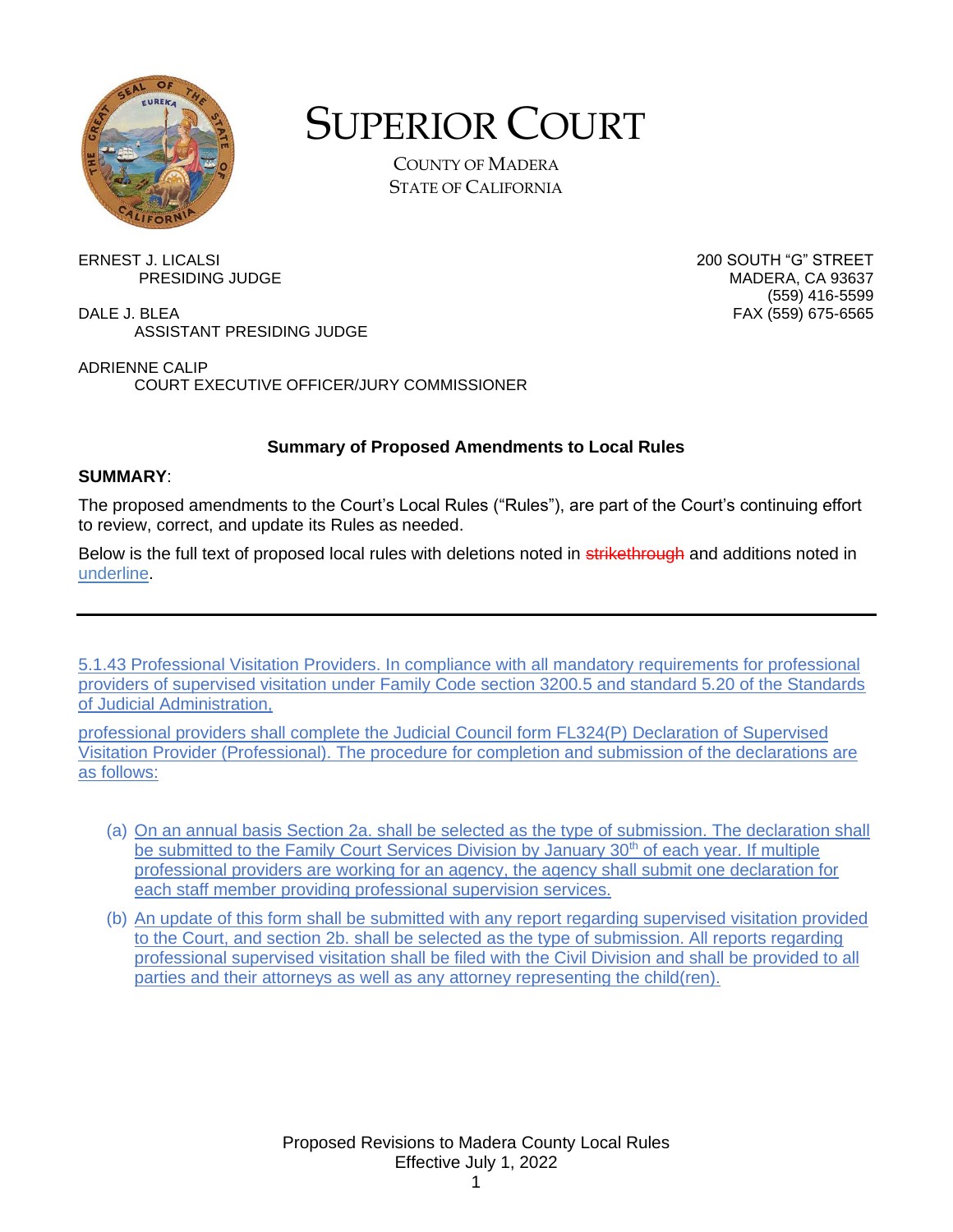# SUPERIOR COURT

COUNTY OF MADERA
STATE OF CALIFORNIA

ERNEST J. LICALSI
PRESIDING JUDGE

DALE J. BLEA
ASSISTANT PRESIDING JUDGE

ADRIENNE CALIP
COURT EXECUTIVE OFFICER/JURY COMMISSIONER

200 SOUTH "G" STREET
MADERA, CA 93637
(559) 416-5599
FAX (559) 675-6565

## Summary of Proposed Amendments to Local Rules

**SUMMARY**:

The proposed amendments to the Court's Local Rules ("Rules"), are part of the Court's continuing effort to review, correct, and update its Rules as needed.

Below is the full text of proposed local rules with deletions noted in ~~strikethrough~~ and additions noted in <u>underline</u>.

---

<u>5.1.43 Professional Visitation Providers. In compliance with all mandatory requirements for professional providers of supervised visitation under Family Code section 3200.5 and standard 5.20 of the Standards of Judicial Administration,</u>

<u>professional providers shall complete the Judicial Council form FL324(P) Declaration of Supervised Visitation Provider (Professional). The procedure for completion and submission of the declarations are as follows:</u>

(a) <u>On an annual basis Section 2a. shall be selected as the type of submission. The declaration shall be submitted to the Family Court Services Division by January 30th of each year. If multiple professional providers are working for an agency, the agency shall submit one declaration for each staff member providing professional supervision services.</u>

(b) <u>An update of this form shall be submitted with any report regarding supervised visitation provided to the Court, and section 2b. shall be selected as the type of submission. All reports regarding professional supervised visitation shall be filed with the Civil Division and shall be provided to all parties and their attorneys as well as any attorney representing the child(ren).</u>

Proposed Revisions to Madera County Local Rules
Effective July 1, 2022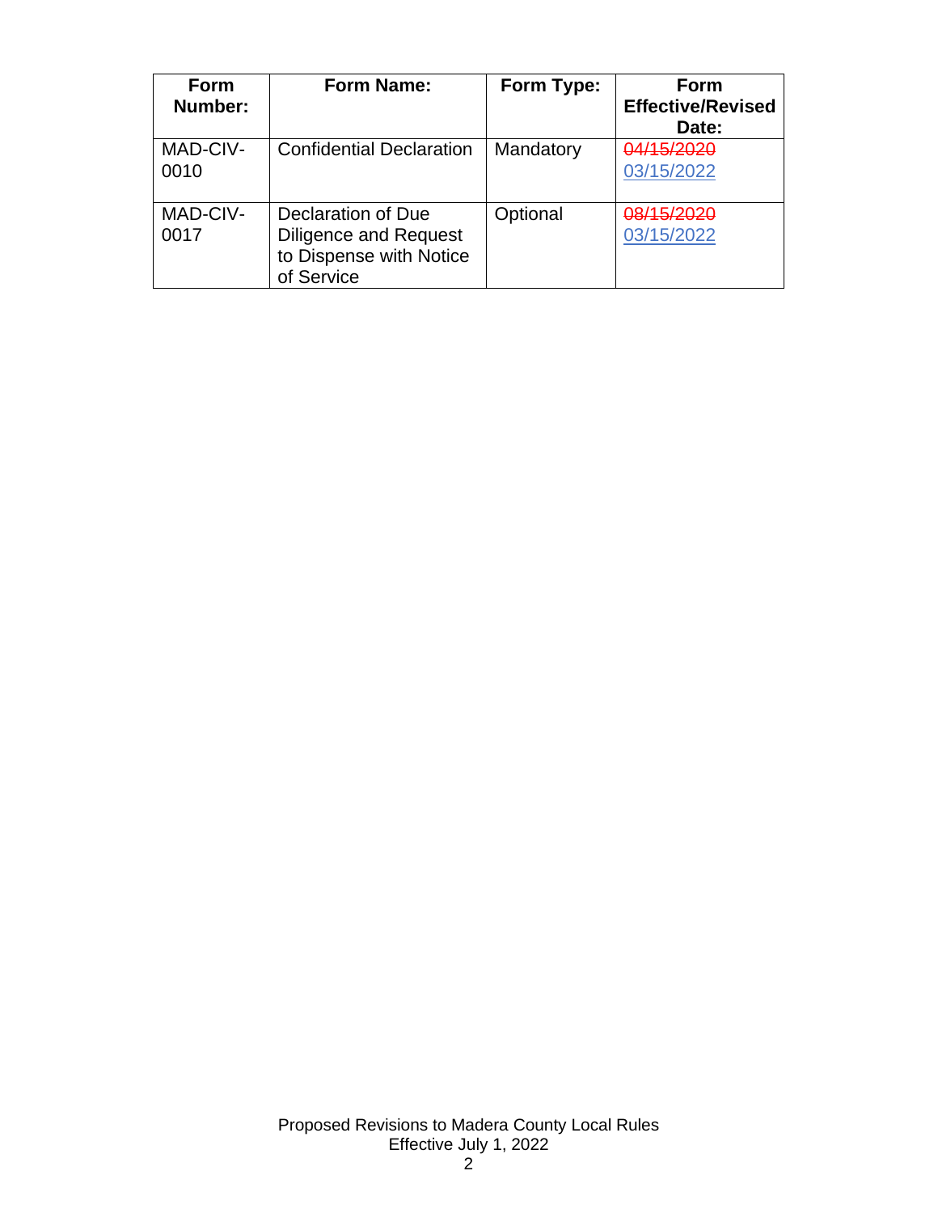| Form Number: | Form Name: | Form Type: | Form Effective/Revised Date: |
|---|---|---|---|
| MAD-CIV-0010 | Confidential Declaration | Mandatory | ~~04/15/2020~~ <u>03/15/2022</u> |
| MAD-CIV-0017 | Declaration of Due Diligence and Request to Dispense with Notice of Service | Optional | ~~08/15/2020~~ <u>03/15/2022</u> |

Proposed Revisions to Madera County Local Rules
Effective July 1, 2022